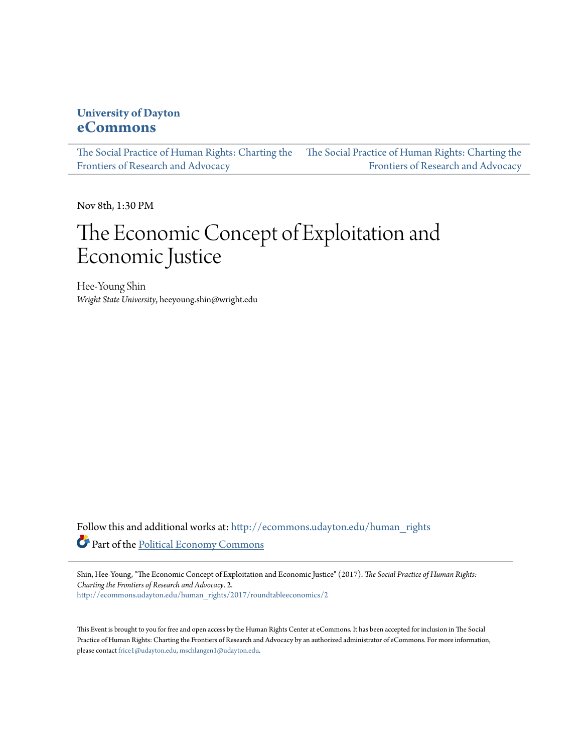**University of Dayton**
**eCommons**

The Social Practice of Human Rights: Charting the Frontiers of Research and Advocacy | The Social Practice of Human Rights: Charting the Frontiers of Research and Advocacy

Nov 8th, 1:30 PM

# The Economic Concept of Exploitation and Economic Justice

Hee-Young Shin
*Wright State University*, heeyoung.shin@wright.edu

Follow this and additional works at: http://ecommons.udayton.edu/human_rights

Part of the Political Economy Commons

Shin, Hee-Young, "The Economic Concept of Exploitation and Economic Justice" (2017). *The Social Practice of Human Rights: Charting the Frontiers of Research and Advocacy*. 2.
http://ecommons.udayton.edu/human_rights/2017/roundtableeconomics/2

This Event is brought to you for free and open access by the Human Rights Center at eCommons. It has been accepted for inclusion in The Social Practice of Human Rights: Charting the Frontiers of Research and Advocacy by an authorized administrator of eCommons. For more information, please contact frice1@udayton.edu, mschlangen1@udayton.edu.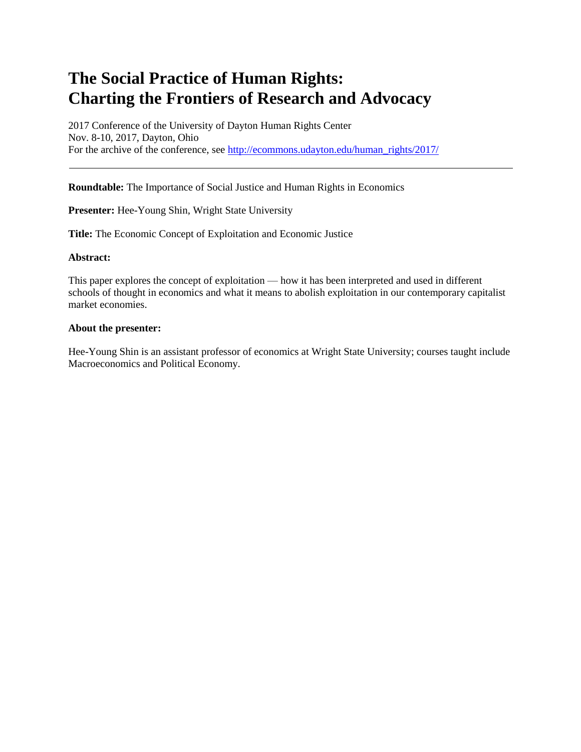# The Social Practice of Human Rights: Charting the Frontiers of Research and Advocacy

2017 Conference of the University of Dayton Human Rights Center
Nov. 8-10, 2017, Dayton, Ohio
For the archive of the conference, see [http://ecommons.udayton.edu/human_rights/2017/](http://ecommons.udayton.edu/human_rights/2017/)

---

**Roundtable:** The Importance of Social Justice and Human Rights in Economics

**Presenter:** Hee-Young Shin, Wright State University

**Title:** The Economic Concept of Exploitation and Economic Justice

**Abstract:**

This paper explores the concept of exploitation — how it has been interpreted and used in different schools of thought in economics and what it means to abolish exploitation in our contemporary capitalist market economies.

**About the presenter:**

Hee-Young Shin is an assistant professor of economics at Wright State University; courses taught include Macroeconomics and Political Economy.